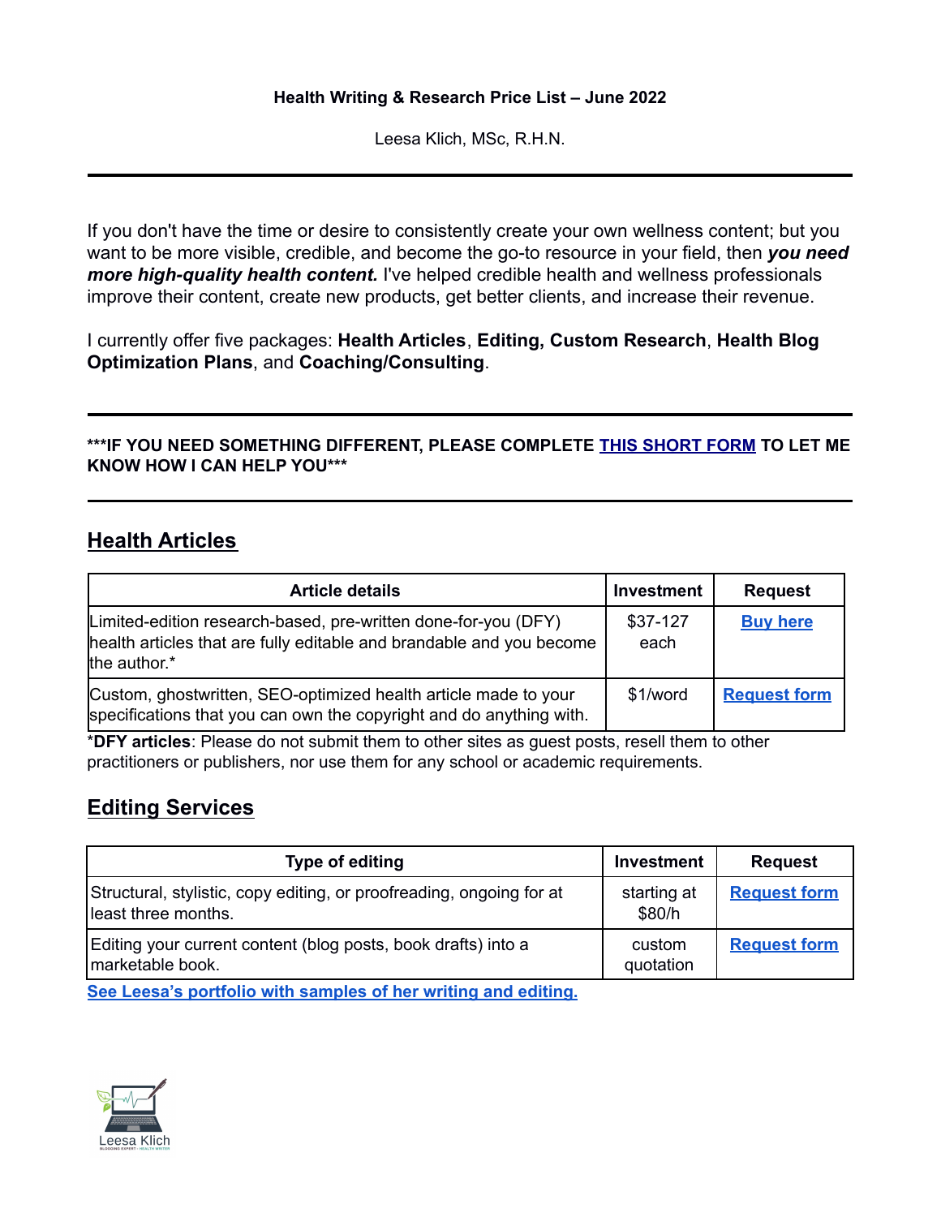**Health Writing & Research Price List – June 2022**

Leesa Klich, MSc, R.H.N.

---

If you don't have the time or desire to consistently create your own wellness content; but you want to be more visible, credible, and become the go-to resource in your field, then ***you need more high-quality health content.*** I've helped credible health and wellness professionals improve their content, create new products, get better clients, and increase their revenue.

I currently offer five packages: **Health Articles**, **Editing, Custom Research**, **Health Blog Optimization Plans**, and **Coaching/Consulting**.

---

**\*\*\*IF YOU NEED SOMETHING DIFFERENT, PLEASE COMPLETE THIS SHORT FORM TO LET ME KNOW HOW I CAN HELP YOU\*\*\***

---

## Health Articles

| Article details | Investment | Request |
|---|---|---|
| Limited-edition research-based, pre-written done-for-you (DFY) health articles that are fully editable and brandable and you become the author.* | $37-127 each | Buy here |
| Custom, ghostwritten, SEO-optimized health article made to your specifications that you can own the copyright and do anything with. | $1/word | Request form |

\***DFY articles**: Please do not submit them to other sites as guest posts, resell them to other practitioners or publishers, nor use them for any school or academic requirements.

## Editing Services

| Type of editing | Investment | Request |
|---|---|---|
| Structural, stylistic, copy editing, or proofreading, ongoing for at least three months. | starting at $80/h | Request form |
| Editing your current content (blog posts, book drafts) into a marketable book. | custom quotation | Request form |

**See Leesa's portfolio with samples of her writing and editing.**

Leesa Klich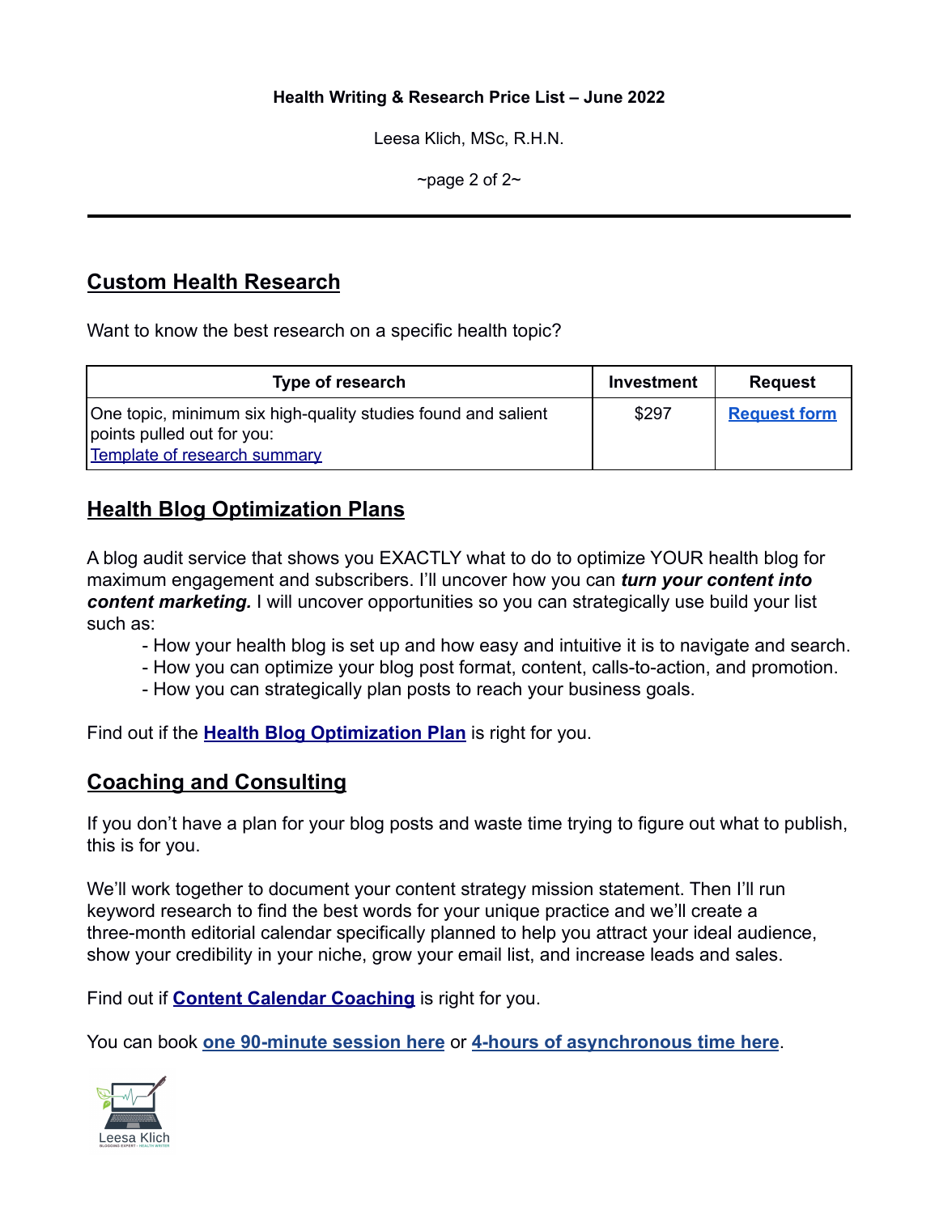**Health Writing & Research Price List – June 2022**

Leesa Klich, MSc, R.H.N.

## Custom Health Research

Want to know the best research on a specific health topic?

| Type of research | Investment | Request |
|---|---|---|
| One topic, minimum six high-quality studies found and salient points pulled out for you: Template of research summary | $297 | **Request form** |

## Health Blog Optimization Plans

A blog audit service that shows you EXACTLY what to do to optimize YOUR health blog for maximum engagement and subscribers. I'll uncover how you can ***turn your content into content marketing.*** I will uncover opportunities so you can strategically use build your list such as:

- How your health blog is set up and how easy and intuitive it is to navigate and search.
- How you can optimize your blog post format, content, calls-to-action, and promotion.
- How you can strategically plan posts to reach your business goals.

Find out if the **Health Blog Optimization Plan** is right for you.

## Coaching and Consulting

If you don't have a plan for your blog posts and waste time trying to figure out what to publish, this is for you.

We'll work together to document your content strategy mission statement. Then I'll run keyword research to find the best words for your unique practice and we'll create a three-month editorial calendar specifically planned to help you attract your ideal audience, show your credibility in your niche, grow your email list, and increase leads and sales.

Find out if **Content Calendar Coaching** is right for you.

You can book **one 90-minute session here** or **4-hours of asynchronous time here**.

Leesa Klich
BLOGGING EXPERT • HEALTH WRITER